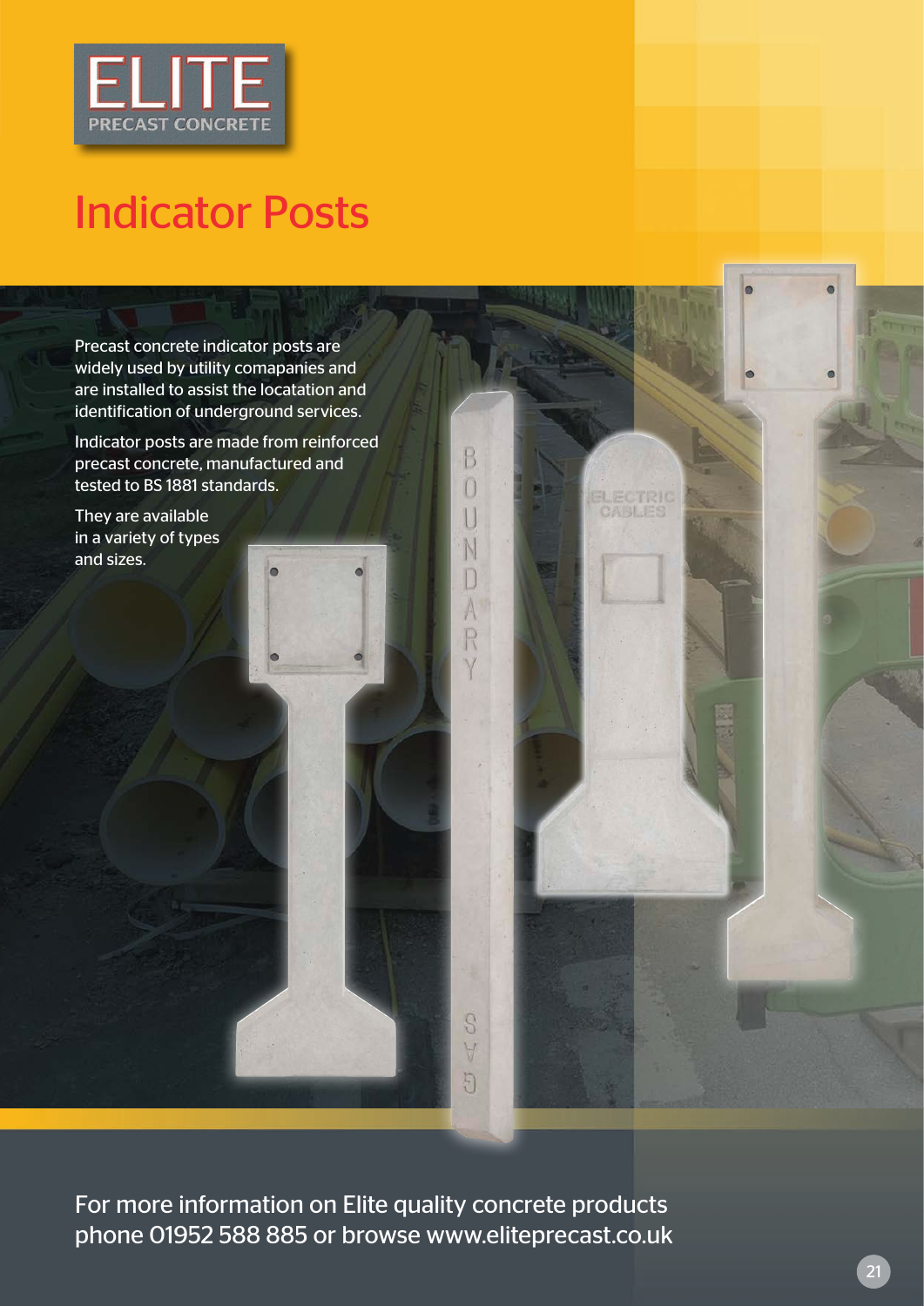ELITE
PRECAST CONCRETE

# Indicator Posts

Precast concrete indicator posts are widely used by utility comapanies and are installed to assist the locatation and identification of underground services.

Indicator posts are made from reinforced precast concrete, manufactured and tested to BS 1881 standards.

They are available in a variety of types and sizes.

For more information on Elite quality concrete products phone 01952 588 885 or browse www.eliteprecast.co.uk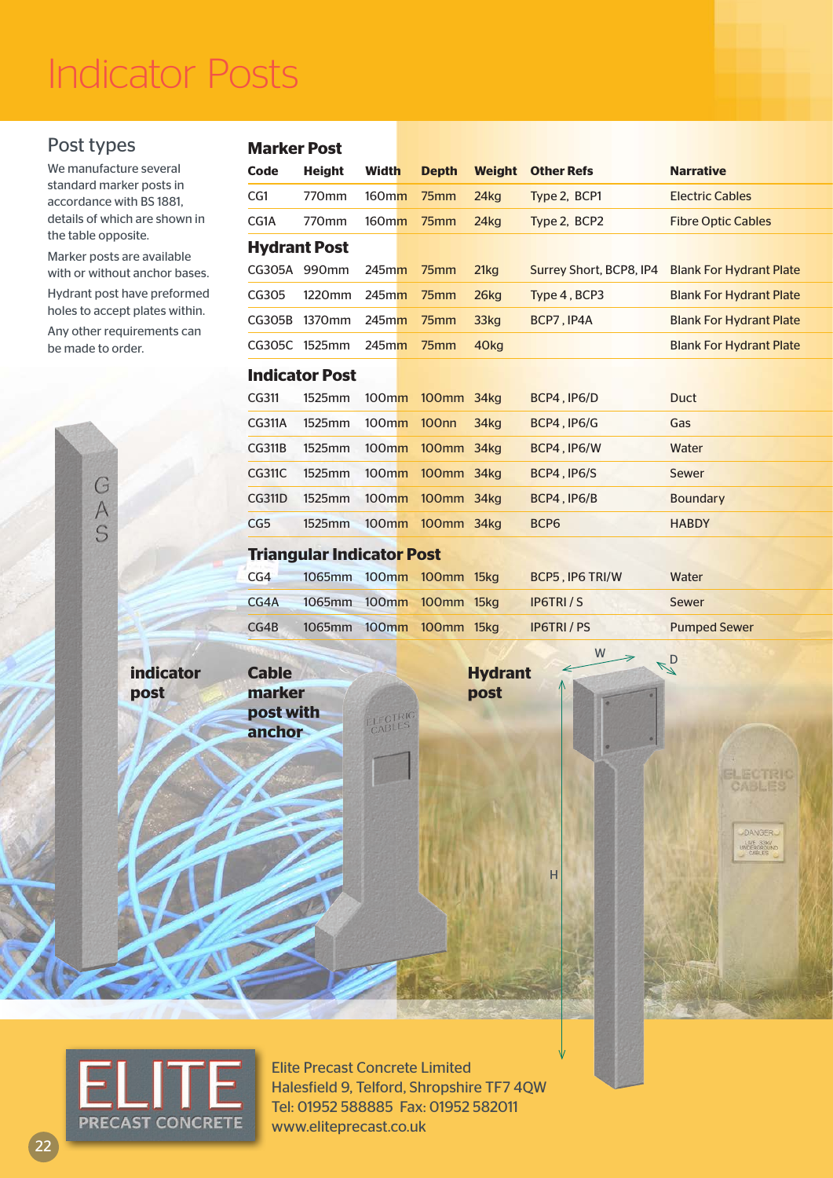# Indicator Posts

## Post types

We manufacture several standard marker posts in accordance with BS 1881, details of which are shown in the table opposite.

Marker posts are available with or without anchor bases.

Hydrant post have preformed holes to accept plates within.

Any other requirements can be made to order.

| Code | Height | Width | Depth | Weight | Other Refs | Narrative |
|---|---|---|---|---|---|---|
| **Marker Post** | | | | | | |
| CG1 | 770mm | 160mm | 75mm | 24kg | Type 2, BCP1 | Electric Cables |
| CG1A | 770mm | 160mm | 75mm | 24kg | Type 2, BCP2 | Fibre Optic Cables |
| **Hydrant Post** | | | | | | |
| CG305A | 990mm | 245mm | 75mm | 21kg | Surrey Short, BCP8, IP4 | Blank For Hydrant Plate |
| CG305 | 1220mm | 245mm | 75mm | 26kg | Type 4 , BCP3 | Blank For Hydrant Plate |
| CG305B | 1370mm | 245mm | 75mm | 33kg | BCP7 , IP4A | Blank For Hydrant Plate |
| CG305C | 1525mm | 245mm | 75mm | 40kg | | Blank For Hydrant Plate |
| **Indicator Post** | | | | | | |
| CG311 | 1525mm | 100mm | 100mm | 34kg | BCP4 , IP6/D | Duct |
| CG311A | 1525mm | 100mm | 100nn | 34kg | BCP4 , IP6/G | Gas |
| CG311B | 1525mm | 100mm | 100mm | 34kg | BCP4 , IP6/W | Water |
| CG311C | 1525mm | 100mm | 100mm | 34kg | BCP4 , IP6/S | Sewer |
| CG311D | 1525mm | 100mm | 100mm | 34kg | BCP4 , IP6/B | Boundary |
| CG5 | 1525mm | 100mm | 100mm | 34kg | BCP6 | HABDY |
| **Triangular Indicator Post** | | | | | | |
| CG4 | 1065mm | 100mm | 100mm | 15kg | BCP5 , IP6 TRI/W | Water |
| CG4A | 1065mm | 100mm | 100mm | 15kg | IP6TRI / S | Sewer |
| CG4B | 1065mm | 100mm | 100mm | 15kg | IP6TRI / PS | Pumped Sewer |

**indicator post**

**Cable marker post with anchor**

**Hydrant post**

W
D
H

Elite Precast Concrete Limited
Halesfield 9, Telford, Shropshire TF7 4QW
Tel: 01952 588885 Fax: 01952 582011
www.eliteprecast.co.uk